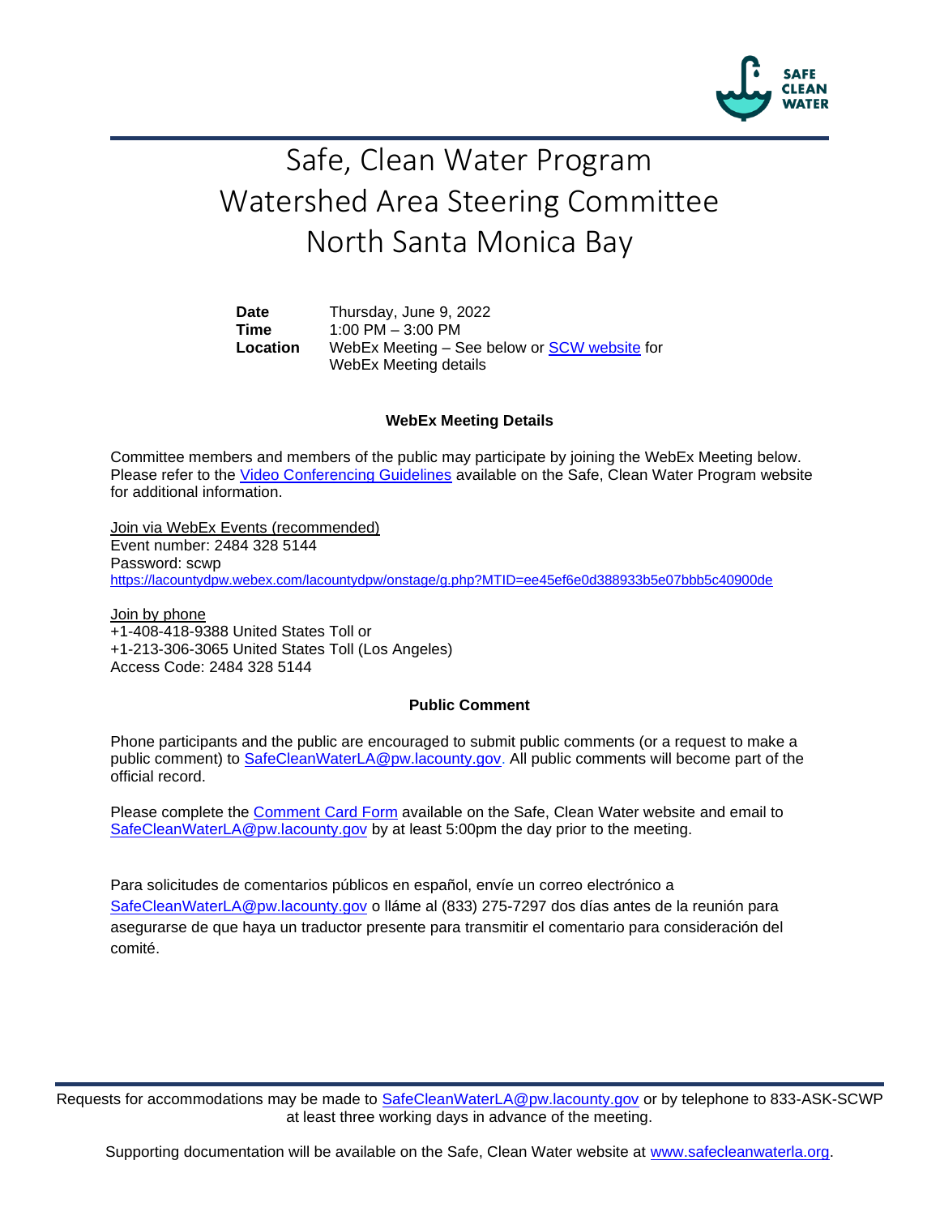# Safe, Clean Water Program
# Watershed Area Steering Committee
# North Santa Monica Bay

| | |
|---|---|
| **Date** | Thursday, June 9, 2022 |
| **Time** | 1:00 PM – 3:00 PM |
| **Location** | WebEx Meeting – See below or SCW website for WebEx Meeting details |

### WebEx Meeting Details

Committee members and members of the public may participate by joining the WebEx Meeting below. Please refer to the Video Conferencing Guidelines available on the Safe, Clean Water Program website for additional information.

Join via WebEx Events (recommended)
Event number: 2484 328 5144
Password: scwp
https://lacountydpw.webex.com/lacountydpw/onstage/g.php?MTID=ee45ef6e0d388933b5e07bbb5c40900de

Join by phone
+1-408-418-9388 United States Toll or
+1-213-306-3065 United States Toll (Los Angeles)
Access Code: 2484 328 5144

### Public Comment

Phone participants and the public are encouraged to submit public comments (or a request to make a public comment) to SafeCleanWaterLA@pw.lacounty.gov. All public comments will become part of the official record.

Please complete the Comment Card Form available on the Safe, Clean Water website and email to SafeCleanWaterLA@pw.lacounty.gov by at least 5:00pm the day prior to the meeting.

Para solicitudes de comentarios públicos en español, envíe un correo electrónico a SafeCleanWaterLA@pw.lacounty.gov o lláme al (833) 275-7297 dos días antes de la reunión para asegurarse de que haya un traductor presente para transmitir el comentario para consideración del comité.

Requests for accommodations may be made to SafeCleanWaterLA@pw.lacounty.gov or by telephone to 833-ASK-SCWP at least three working days in advance of the meeting.

Supporting documentation will be available on the Safe, Clean Water website at www.safecleanwaterla.org.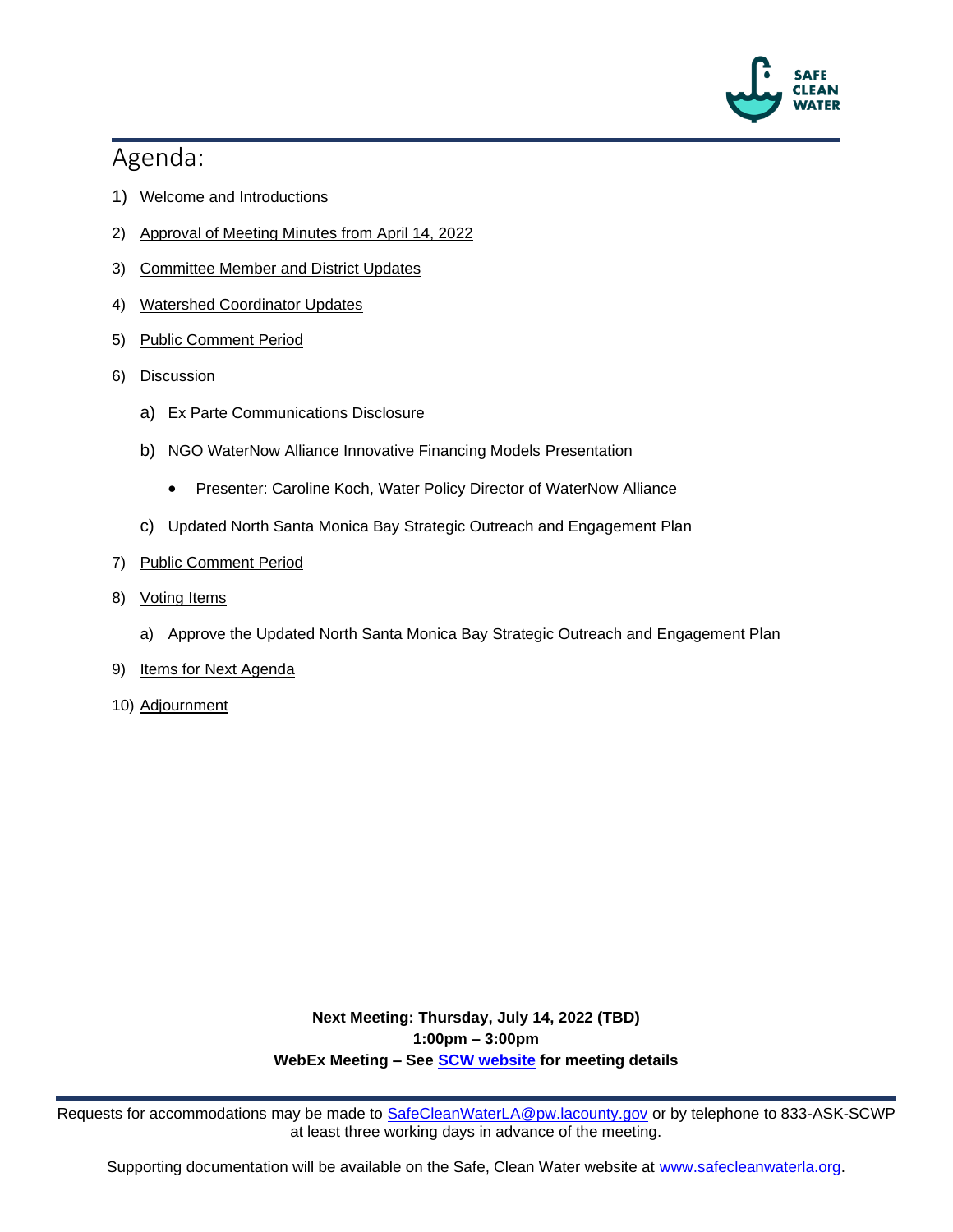# Agenda:

1) Welcome and Introductions
2) Approval of Meeting Minutes from April 14, 2022
3) Committee Member and District Updates
4) Watershed Coordinator Updates
5) Public Comment Period
6) Discussion
   a) Ex Parte Communications Disclosure
   b) NGO WaterNow Alliance Innovative Financing Models Presentation
      - Presenter: Caroline Koch, Water Policy Director of WaterNow Alliance
   c) Updated North Santa Monica Bay Strategic Outreach and Engagement Plan
7) Public Comment Period
8) Voting Items
   a) Approve the Updated North Santa Monica Bay Strategic Outreach and Engagement Plan
9) Items for Next Agenda
10) Adjournment

**Next Meeting: Thursday, July 14, 2022 (TBD)**
**1:00pm – 3:00pm**
**WebEx Meeting – See SCW website for meeting details**

Requests for accommodations may be made to SafeCleanWaterLA@pw.lacounty.gov or by telephone to 833-ASK-SCWP at least three working days in advance of the meeting.

Supporting documentation will be available on the Safe, Clean Water website at www.safecleanwaterla.org.